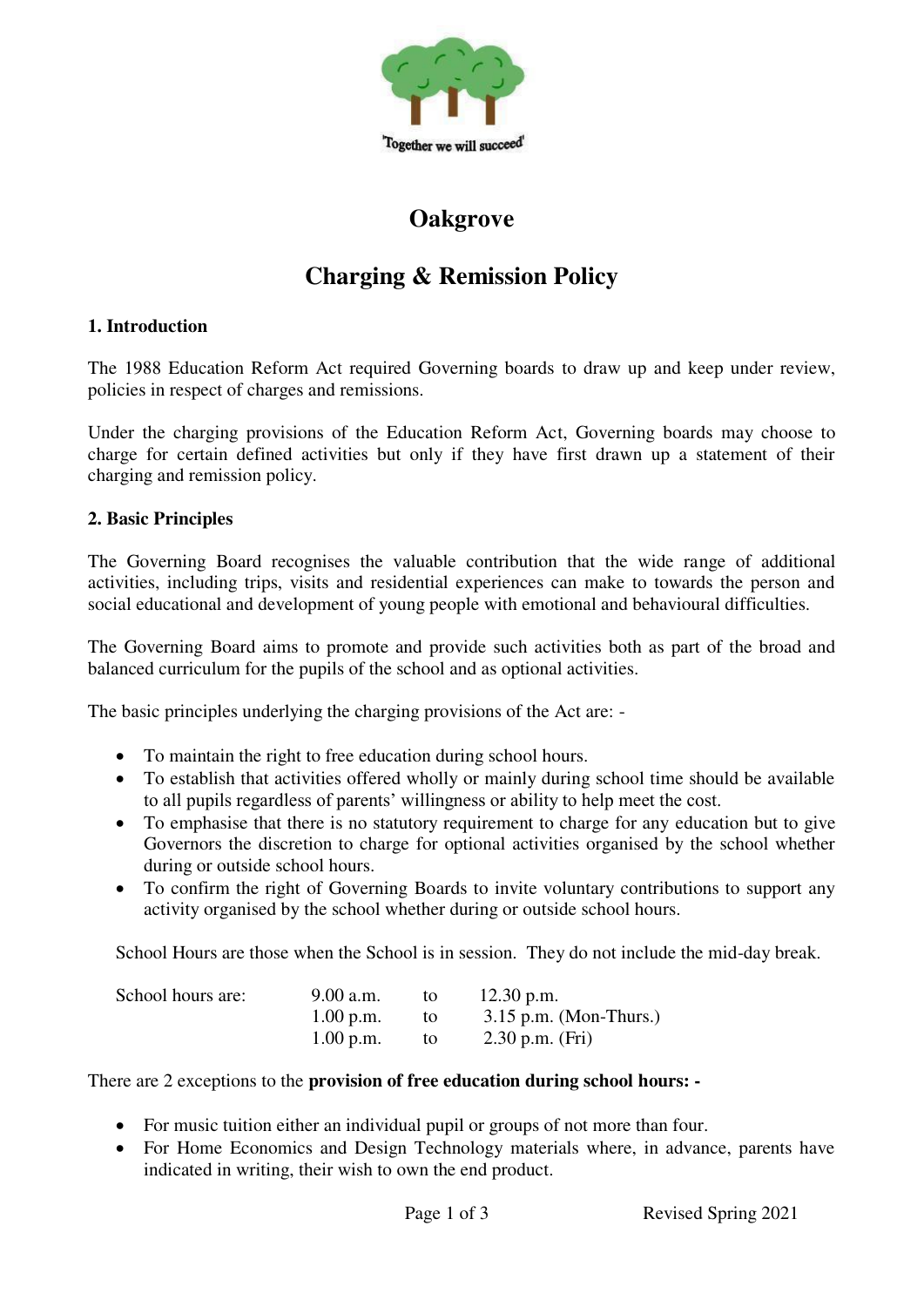'Together we will succeed'

# Oakgrove

# Charging & Remission Policy

### 1. Introduction

The 1988 Education Reform Act required Governing boards to draw up and keep under review, policies in respect of charges and remissions.

Under the charging provisions of the Education Reform Act, Governing boards may choose to charge for certain defined activities but only if they have first drawn up a statement of their charging and remission policy.

### 2. Basic Principles

The Governing Board recognises the valuable contribution that the wide range of additional activities, including trips, visits and residential experiences can make to towards the person and social educational and development of young people with emotional and behavioural difficulties.

The Governing Board aims to promote and provide such activities both as part of the broad and balanced curriculum for the pupils of the school and as optional activities.

The basic principles underlying the charging provisions of the Act are: -

- To maintain the right to free education during school hours.
- To establish that activities offered wholly or mainly during school time should be available to all pupils regardless of parents' willingness or ability to help meet the cost.
- To emphasise that there is no statutory requirement to charge for any education but to give Governors the discretion to charge for optional activities organised by the school whether during or outside school hours.
- To confirm the right of Governing Boards to invite voluntary contributions to support any activity organised by the school whether during or outside school hours.

School Hours are those when the School is in session. They do not include the mid-day break.

| School hours are: | 9.00 a.m. | to | 12.30 p.m. |
|---|---|---|---|
| | 1.00 p.m. | to | 3.15 p.m. (Mon-Thurs.) |
| | 1.00 p.m. | to | 2.30 p.m. (Fri) |

There are 2 exceptions to the **provision of free education during school hours: -**

- For music tuition either an individual pupil or groups of not more than four.
- For Home Economics and Design Technology materials where, in advance, parents have indicated in writing, their wish to own the end product.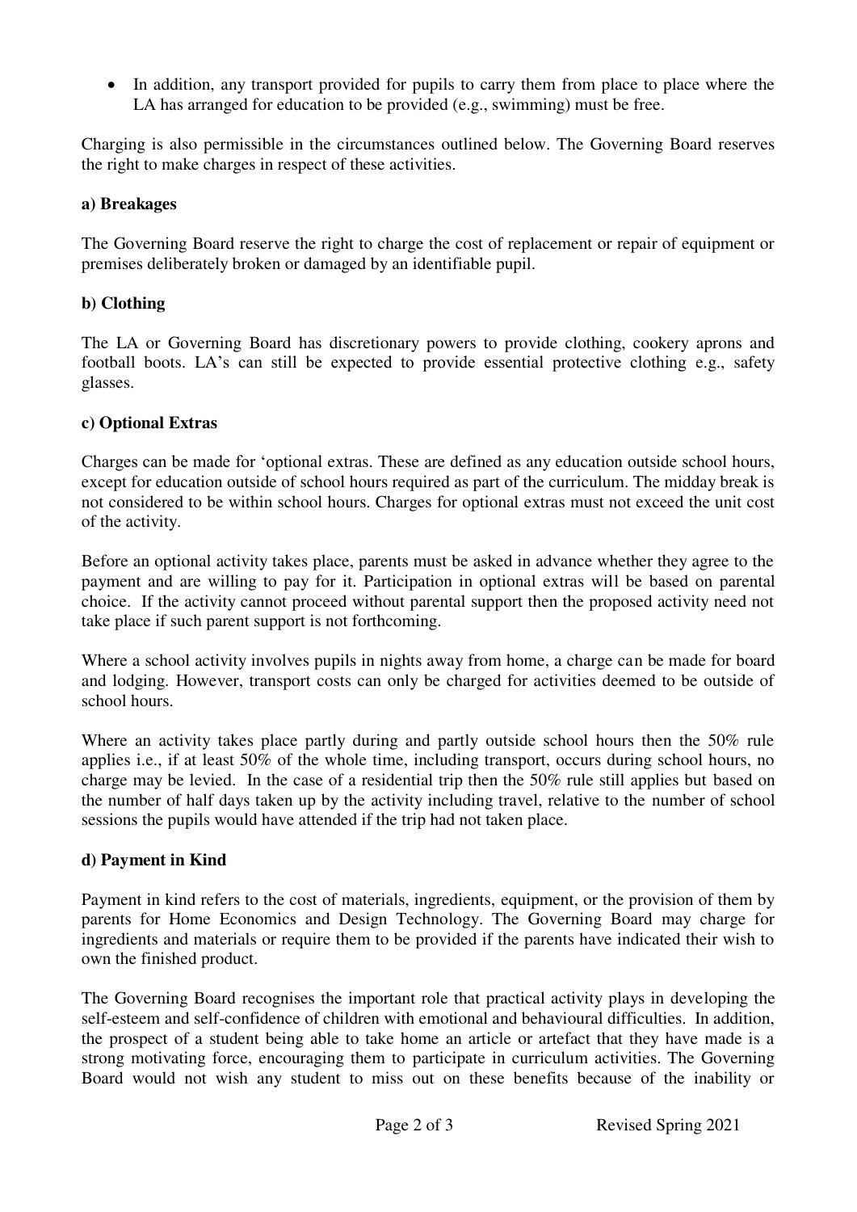- In addition, any transport provided for pupils to carry them from place to place where the LA has arranged for education to be provided (e.g., swimming) must be free.

Charging is also permissible in the circumstances outlined below. The Governing Board reserves the right to make charges in respect of these activities.

**a) Breakages**

The Governing Board reserve the right to charge the cost of replacement or repair of equipment or premises deliberately broken or damaged by an identifiable pupil.

**b) Clothing**

The LA or Governing Board has discretionary powers to provide clothing, cookery aprons and football boots. LA's can still be expected to provide essential protective clothing e.g., safety glasses.

**c) Optional Extras**

Charges can be made for 'optional extras. These are defined as any education outside school hours, except for education outside of school hours required as part of the curriculum. The midday break is not considered to be within school hours. Charges for optional extras must not exceed the unit cost of the activity.

Before an optional activity takes place, parents must be asked in advance whether they agree to the payment and are willing to pay for it. Participation in optional extras will be based on parental choice. If the activity cannot proceed without parental support then the proposed activity need not take place if such parent support is not forthcoming.

Where a school activity involves pupils in nights away from home, a charge can be made for board and lodging. However, transport costs can only be charged for activities deemed to be outside of school hours.

Where an activity takes place partly during and partly outside school hours then the 50% rule applies i.e., if at least 50% of the whole time, including transport, occurs during school hours, no charge may be levied. In the case of a residential trip then the 50% rule still applies but based on the number of half days taken up by the activity including travel, relative to the number of school sessions the pupils would have attended if the trip had not taken place.

**d) Payment in Kind**

Payment in kind refers to the cost of materials, ingredients, equipment, or the provision of them by parents for Home Economics and Design Technology. The Governing Board may charge for ingredients and materials or require them to be provided if the parents have indicated their wish to own the finished product.

The Governing Board recognises the important role that practical activity plays in developing the self-esteem and self-confidence of children with emotional and behavioural difficulties. In addition, the prospect of a student being able to take home an article or artefact that they have made is a strong motivating force, encouraging them to participate in curriculum activities. The Governing Board would not wish any student to miss out on these benefits because of the inability or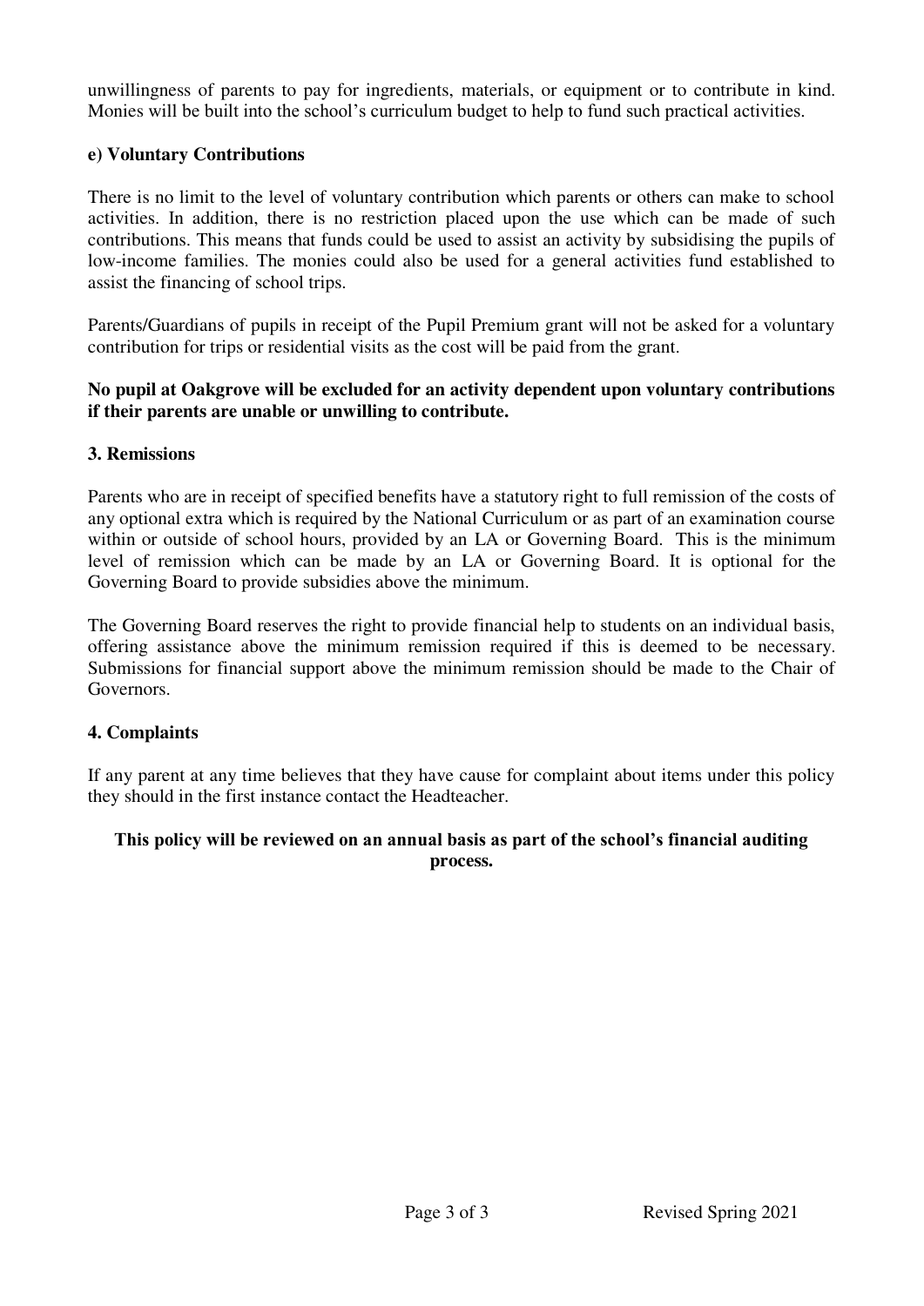unwillingness of parents to pay for ingredients, materials, or equipment or to contribute in kind. Monies will be built into the school's curriculum budget to help to fund such practical activities.

### e) Voluntary Contributions

There is no limit to the level of voluntary contribution which parents or others can make to school activities. In addition, there is no restriction placed upon the use which can be made of such contributions. This means that funds could be used to assist an activity by subsidising the pupils of low-income families. The monies could also be used for a general activities fund established to assist the financing of school trips.

Parents/Guardians of pupils in receipt of the Pupil Premium grant will not be asked for a voluntary contribution for trips or residential visits as the cost will be paid from the grant.

**No pupil at Oakgrove will be excluded for an activity dependent upon voluntary contributions if their parents are unable or unwilling to contribute.**

## 3. Remissions

Parents who are in receipt of specified benefits have a statutory right to full remission of the costs of any optional extra which is required by the National Curriculum or as part of an examination course within or outside of school hours, provided by an LA or Governing Board. This is the minimum level of remission which can be made by an LA or Governing Board. It is optional for the Governing Board to provide subsidies above the minimum.

The Governing Board reserves the right to provide financial help to students on an individual basis, offering assistance above the minimum remission required if this is deemed to be necessary. Submissions for financial support above the minimum remission should be made to the Chair of Governors.

## 4. Complaints

If any parent at any time believes that they have cause for complaint about items under this policy they should in the first instance contact the Headteacher.

**This policy will be reviewed on an annual basis as part of the school's financial auditing process.**

Revised Spring 2021